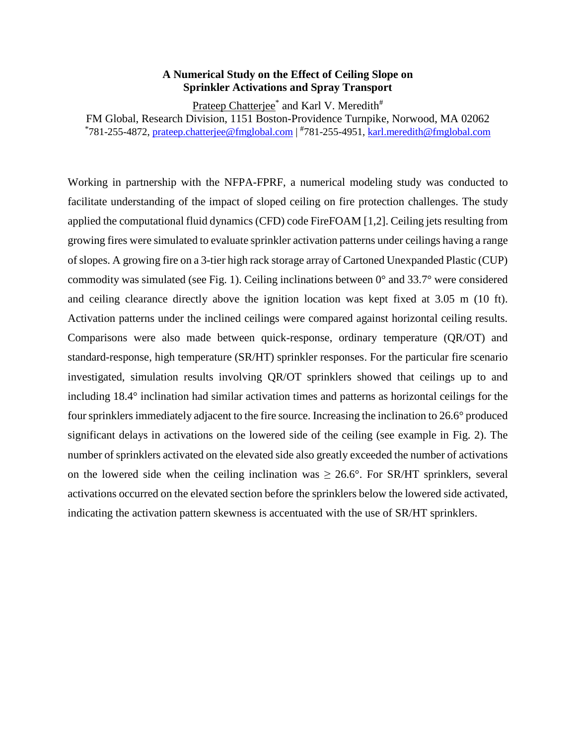# A Numerical Study on the Effect of Ceiling Slope on Sprinkler Activations and Spray Transport

Prateep Chatterjee* and Karl V. Meredith#

FM Global, Research Division, 1151 Boston-Providence Turnpike, Norwood, MA 02062

*781-255-4872, prateep.chatterjee@fmglobal.com | #781-255-4951, karl.meredith@fmglobal.com

Working in partnership with the NFPA-FPRF, a numerical modeling study was conducted to facilitate understanding of the impact of sloped ceiling on fire protection challenges. The study applied the computational fluid dynamics (CFD) code FireFOAM [1,2]. Ceiling jets resulting from growing fires were simulated to evaluate sprinkler activation patterns under ceilings having a range of slopes. A growing fire on a 3-tier high rack storage array of Cartoned Unexpanded Plastic (CUP) commodity was simulated (see Fig. 1). Ceiling inclinations between 0° and 33.7° were considered and ceiling clearance directly above the ignition location was kept fixed at 3.05 m (10 ft). Activation patterns under the inclined ceilings were compared against horizontal ceiling results. Comparisons were also made between quick-response, ordinary temperature (QR/OT) and standard-response, high temperature (SR/HT) sprinkler responses. For the particular fire scenario investigated, simulation results involving QR/OT sprinklers showed that ceilings up to and including 18.4° inclination had similar activation times and patterns as horizontal ceilings for the four sprinklers immediately adjacent to the fire source. Increasing the inclination to 26.6° produced significant delays in activations on the lowered side of the ceiling (see example in Fig. 2). The number of sprinklers activated on the elevated side also greatly exceeded the number of activations on the lowered side when the ceiling inclination was $\geq$ 26.6°. For SR/HT sprinklers, several activations occurred on the elevated section before the sprinklers below the lowered side activated, indicating the activation pattern skewness is accentuated with the use of SR/HT sprinklers.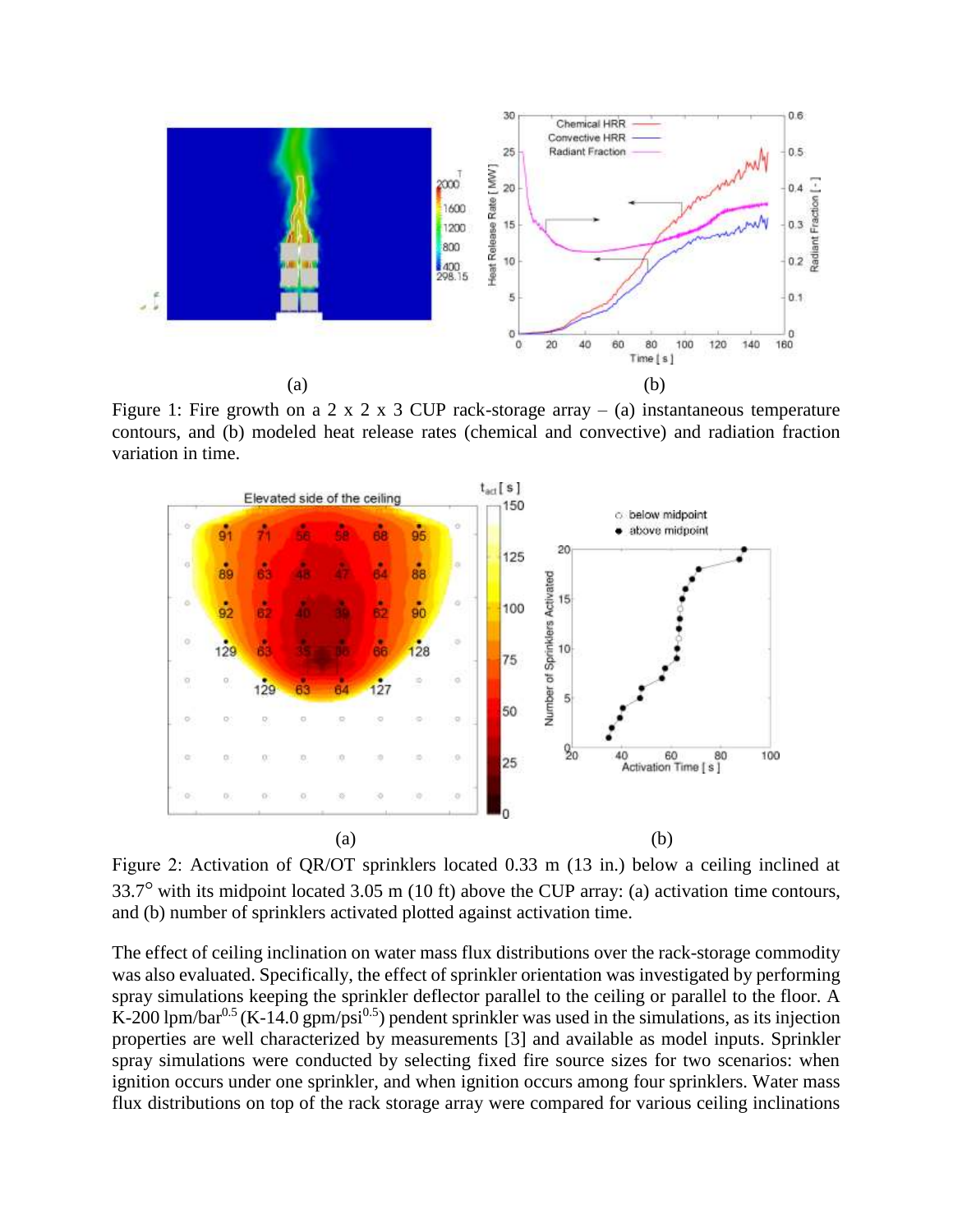Figure 1: Fire growth on a 2 x 2 x 3 CUP rack-storage array – (a) instantaneous temperature contours, and (b) modeled heat release rates (chemical and convective) and radiation fraction variation in time.

Figure 2: Activation of QR/OT sprinklers located 0.33 m (13 in.) below a ceiling inclined at 33.7° with its midpoint located 3.05 m (10 ft) above the CUP array: (a) activation time contours, and (b) number of sprinklers activated plotted against activation time.

The effect of ceiling inclination on water mass flux distributions over the rack-storage commodity was also evaluated. Specifically, the effect of sprinkler orientation was investigated by performing spray simulations keeping the sprinkler deflector parallel to the ceiling or parallel to the floor. A K-200 lpm/bar$^{0.5}$ (K-14.0 gpm/psi$^{0.5}$) pendent sprinkler was used in the simulations, as its injection properties are well characterized by measurements [3] and available as model inputs. Sprinkler spray simulations were conducted by selecting fixed fire source sizes for two scenarios: when ignition occurs under one sprinkler, and when ignition occurs among four sprinklers. Water mass flux distributions on top of the rack storage array were compared for various ceiling inclinations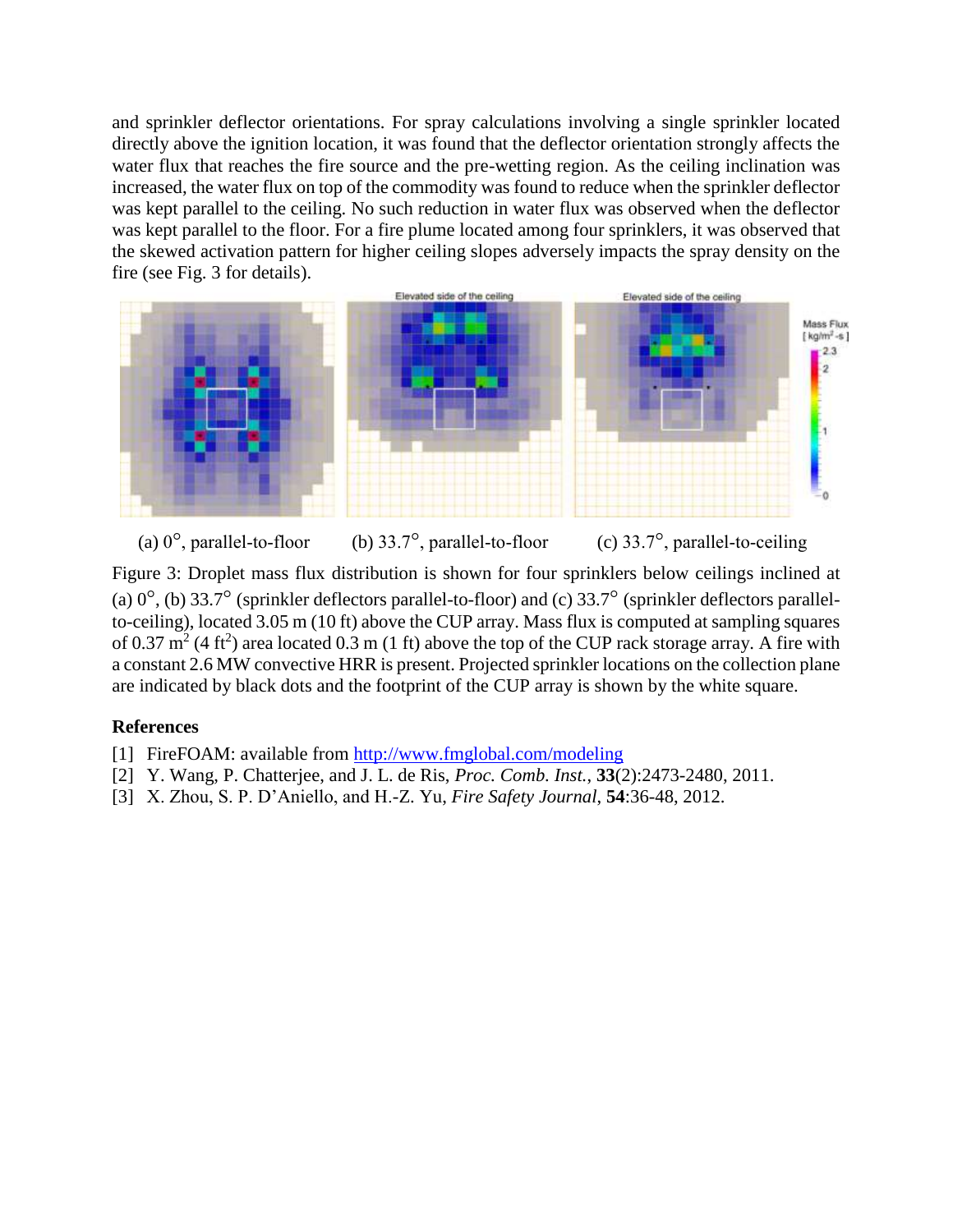and sprinkler deflector orientations. For spray calculations involving a single sprinkler located directly above the ignition location, it was found that the deflector orientation strongly affects the water flux that reaches the fire source and the pre-wetting region. As the ceiling inclination was increased, the water flux on top of the commodity was found to reduce when the sprinkler deflector was kept parallel to the ceiling. No such reduction in water flux was observed when the deflector was kept parallel to the floor. For a fire plume located among four sprinklers, it was observed that the skewed activation pattern for higher ceiling slopes adversely impacts the spray density on the fire (see Fig. 3 for details).

Elevated side of the ceiling

Elevated side of the ceiling

Mass Flux
[ kg/m$^2$-s ]
2.3
2
1
0

(a) 0°, parallel-to-floor    (b) 33.7°, parallel-to-floor    (c) 33.7°, parallel-to-ceiling

Figure 3: Droplet mass flux distribution is shown for four sprinklers below ceilings inclined at (a) 0°, (b) 33.7° (sprinkler deflectors parallel-to-floor) and (c) 33.7° (sprinkler deflectors parallel-to-ceiling), located 3.05 m (10 ft) above the CUP array. Mass flux is computed at sampling squares of 0.37 m$^2$ (4 ft$^2$) area located 0.3 m (1 ft) above the top of the CUP rack storage array. A fire with a constant 2.6 MW convective HRR is present. Projected sprinkler locations on the collection plane are indicated by black dots and the footprint of the CUP array is shown by the white square.

## References

[1] FireFOAM: available from http://www.fmglobal.com/modeling

[2] Y. Wang, P. Chatterjee, and J. L. de Ris, *Proc. Comb. Inst.*, **33**(2):2473-2480, 2011.

[3] X. Zhou, S. P. D'Aniello, and H.-Z. Yu, *Fire Safety Journal*, **54**:36-48, 2012.